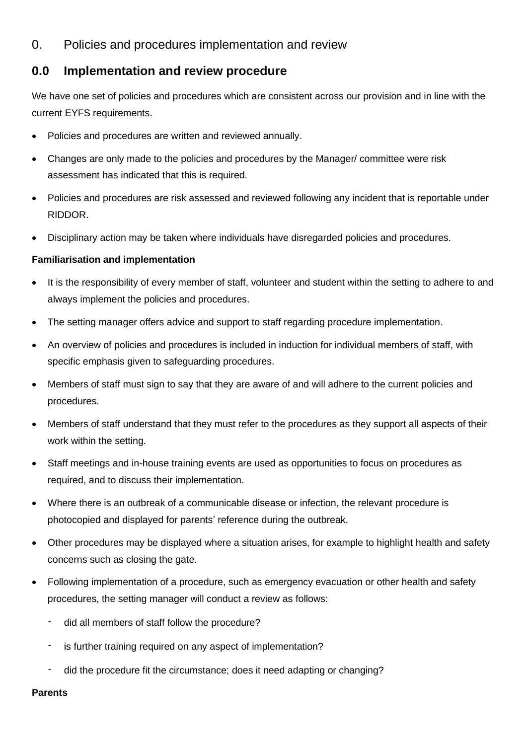# 0. Policies and procedures implementation and review

## 0.0 Implementation and review procedure

We have one set of policies and procedures which are consistent across our provision and in line with the current EYFS requirements.

- Policies and procedures are written and reviewed annually.
- Changes are only made to the policies and procedures by the Manager/ committee were risk assessment has indicated that this is required.
- Policies and procedures are risk assessed and reviewed following any incident that is reportable under RIDDOR.
- Disciplinary action may be taken where individuals have disregarded policies and procedures.

**Familiarisation and implementation**

- It is the responsibility of every member of staff, volunteer and student within the setting to adhere to and always implement the policies and procedures.
- The setting manager offers advice and support to staff regarding procedure implementation.
- An overview of policies and procedures is included in induction for individual members of staff, with specific emphasis given to safeguarding procedures.
- Members of staff must sign to say that they are aware of and will adhere to the current policies and procedures.
- Members of staff understand that they must refer to the procedures as they support all aspects of their work within the setting.
- Staff meetings and in-house training events are used as opportunities to focus on procedures as required, and to discuss their implementation.
- Where there is an outbreak of a communicable disease or infection, the relevant procedure is photocopied and displayed for parents' reference during the outbreak.
- Other procedures may be displayed where a situation arises, for example to highlight health and safety concerns such as closing the gate.
- Following implementation of a procedure, such as emergency evacuation or other health and safety procedures, the setting manager will conduct a review as follows:
  - did all members of staff follow the procedure?
  - is further training required on any aspect of implementation?
  - did the procedure fit the circumstance; does it need adapting or changing?

**Parents**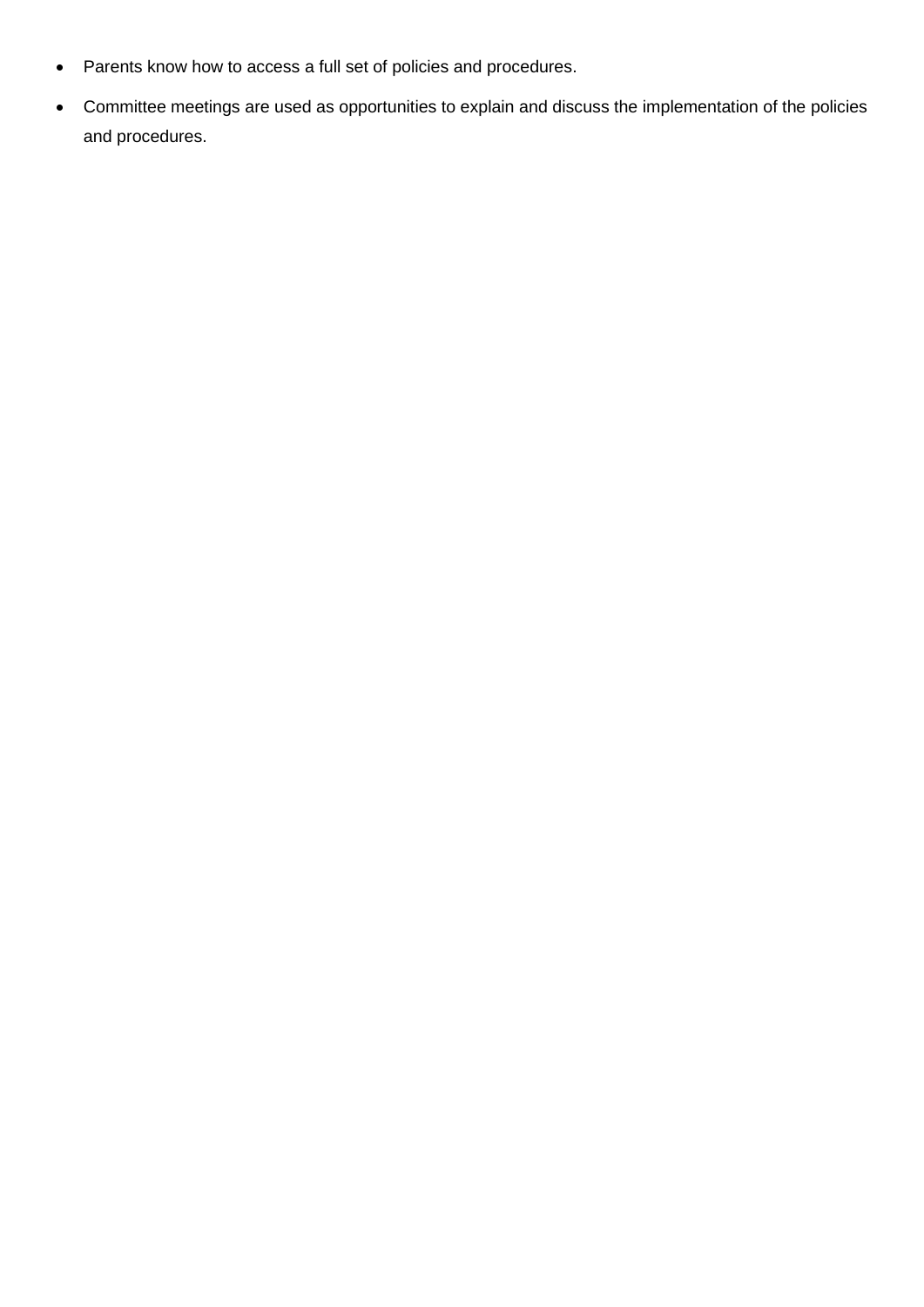- Parents know how to access a full set of policies and procedures.
- Committee meetings are used as opportunities to explain and discuss the implementation of the policies and procedures.